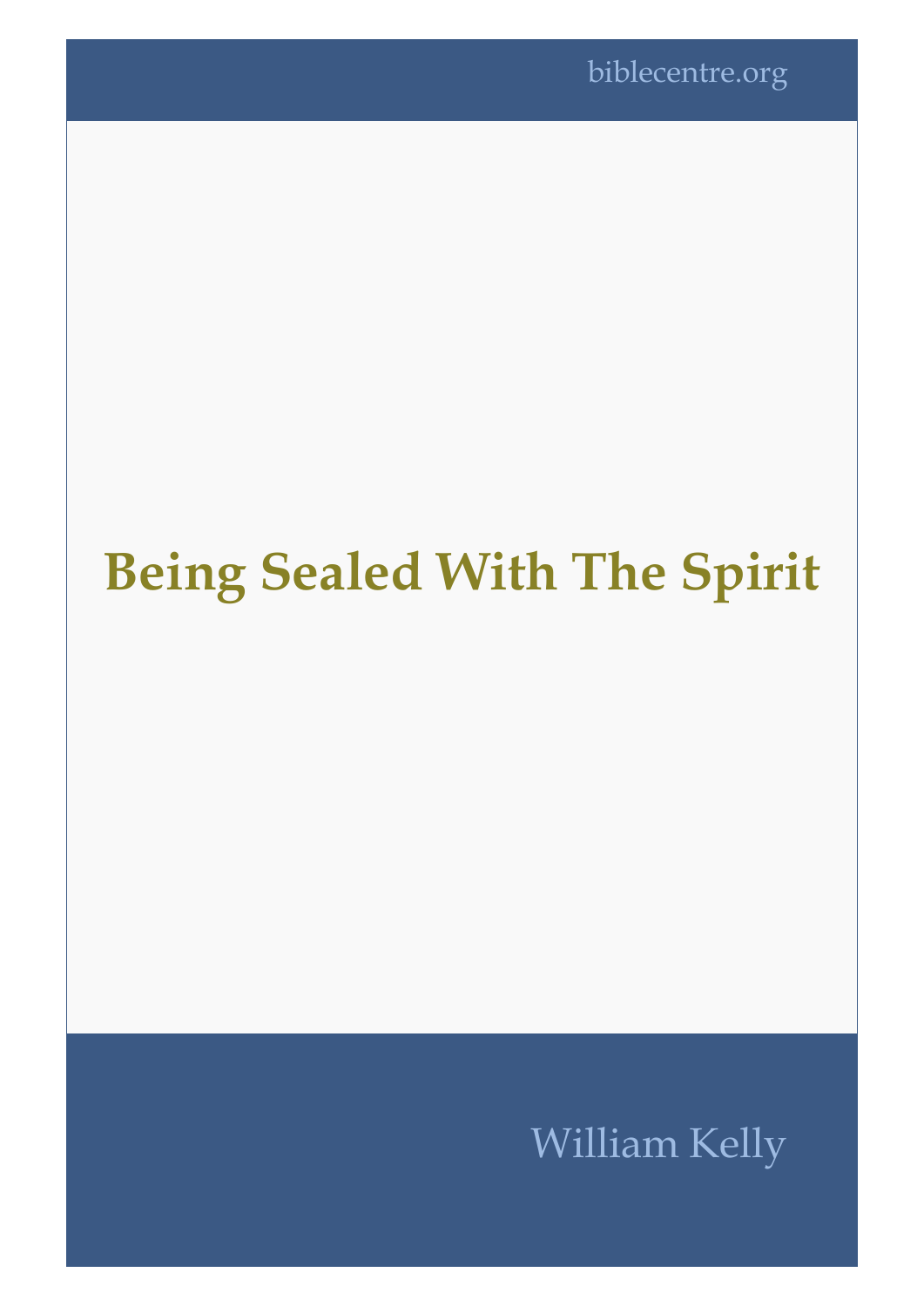biblecentre.org

# Being Sealed With The Spirit

William Kelly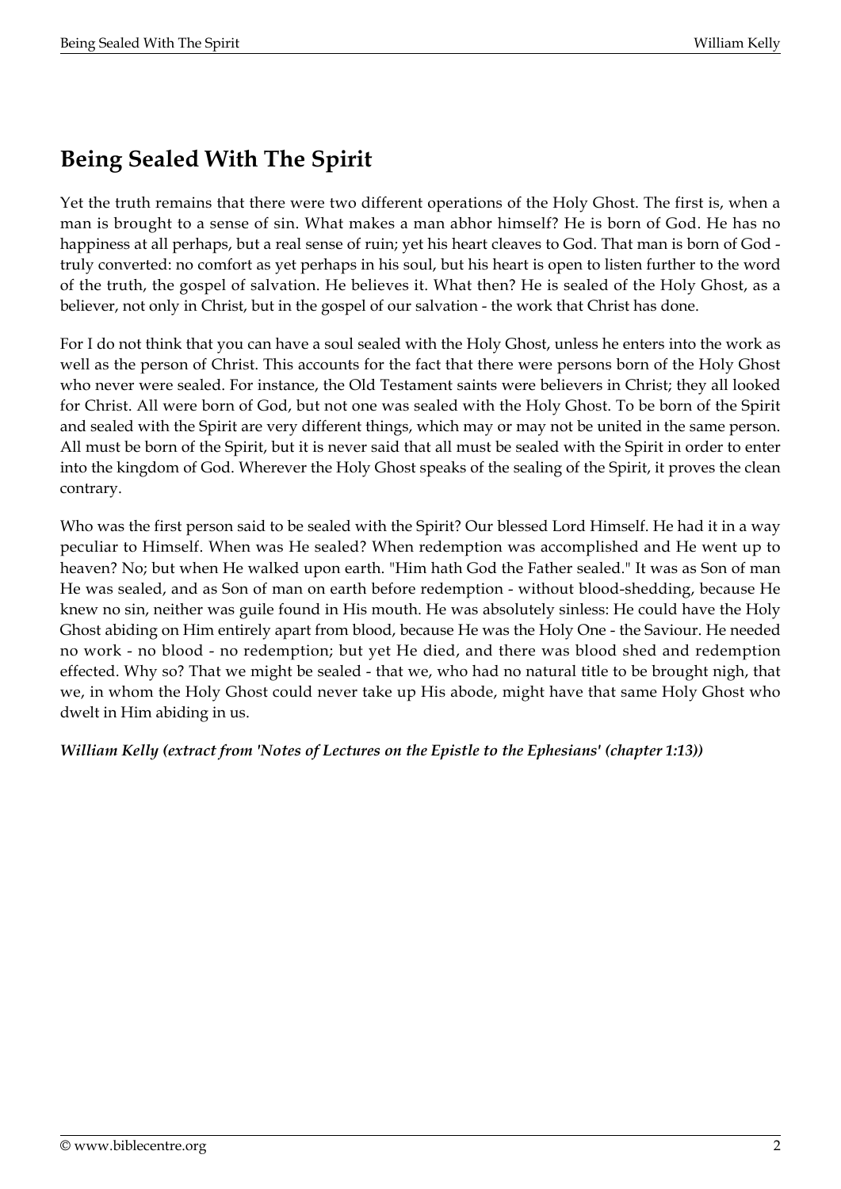## Being Sealed With The Spirit

Yet the truth remains that there were two different operations of the Holy Ghost. The first is, when a man is brought to a sense of sin. What makes a man abhor himself? He is born of God. He has no happiness at all perhaps, but a real sense of ruin; yet his heart cleaves to God. That man is born of God - truly converted: no comfort as yet perhaps in his soul, but his heart is open to listen further to the word of the truth, the gospel of salvation. He believes it. What then? He is sealed of the Holy Ghost, as a believer, not only in Christ, but in the gospel of our salvation - the work that Christ has done.

For I do not think that you can have a soul sealed with the Holy Ghost, unless he enters into the work as well as the person of Christ. This accounts for the fact that there were persons born of the Holy Ghost who never were sealed. For instance, the Old Testament saints were believers in Christ; they all looked for Christ. All were born of God, but not one was sealed with the Holy Ghost. To be born of the Spirit and sealed with the Spirit are very different things, which may or may not be united in the same person. All must be born of the Spirit, but it is never said that all must be sealed with the Spirit in order to enter into the kingdom of God. Wherever the Holy Ghost speaks of the sealing of the Spirit, it proves the clean contrary.

Who was the first person said to be sealed with the Spirit? Our blessed Lord Himself. He had it in a way peculiar to Himself. When was He sealed? When redemption was accomplished and He went up to heaven? No; but when He walked upon earth. "Him hath God the Father sealed." It was as Son of man He was sealed, and as Son of man on earth before redemption - without blood-shedding, because He knew no sin, neither was guile found in His mouth. He was absolutely sinless: He could have the Holy Ghost abiding on Him entirely apart from blood, because He was the Holy One - the Saviour. He needed no work - no blood - no redemption; but yet He died, and there was blood shed and redemption effected. Why so? That we might be sealed - that we, who had no natural title to be brought nigh, that we, in whom the Holy Ghost could never take up His abode, might have that same Holy Ghost who dwelt in Him abiding in us.

***William Kelly (extract from 'Notes of Lectures on the Epistle to the Ephesians' (chapter 1:13))***